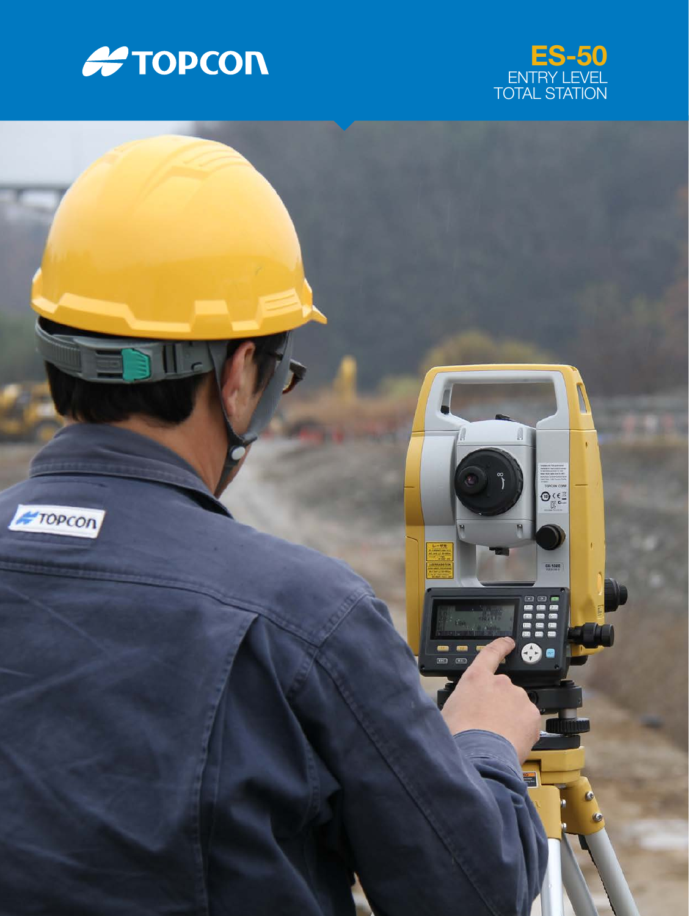TOPCON

# ES-50

ENTRY LEVEL
TOTAL STATION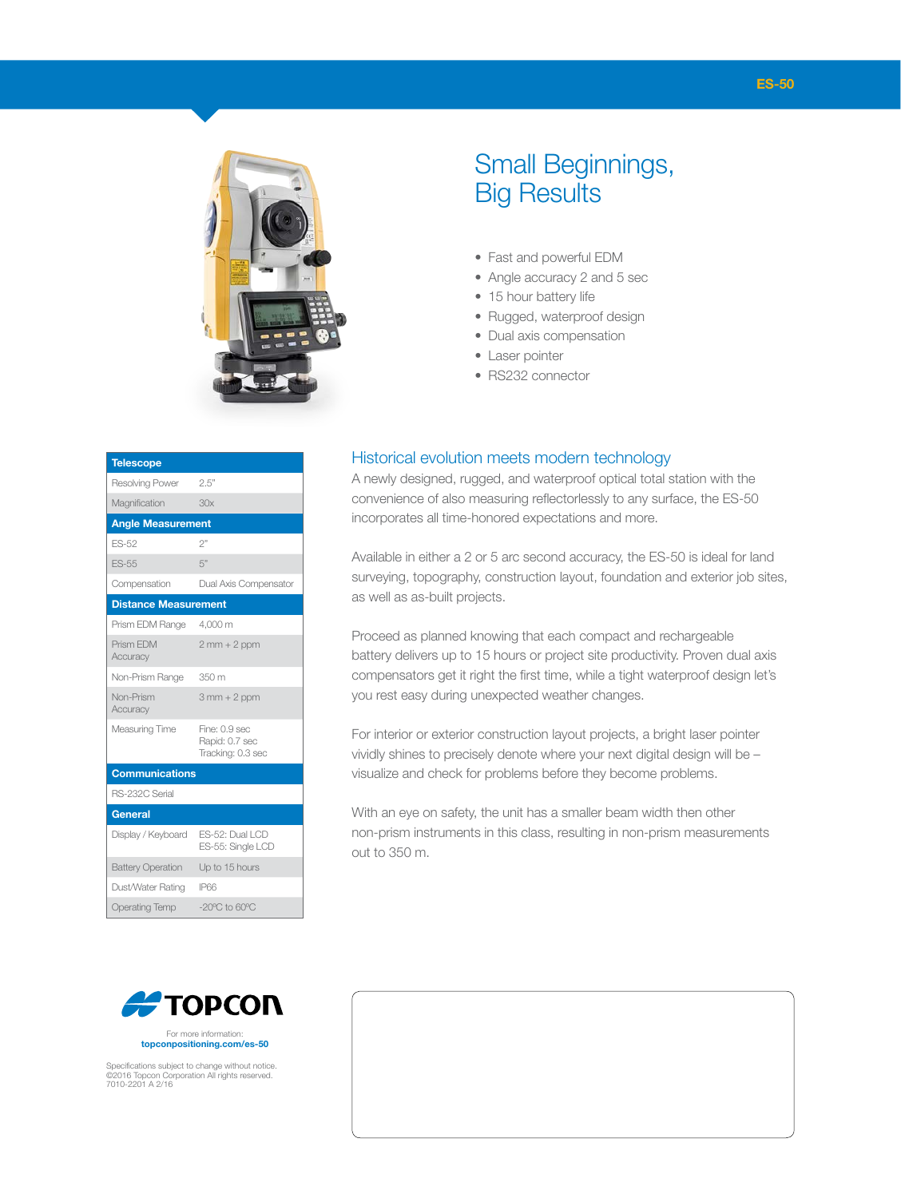ES-50

# Small Beginnings, Big Results

- Fast and powerful EDM
- Angle accuracy 2 and 5 sec
- 15 hour battery life
- Rugged, waterproof design
- Dual axis compensation
- Laser pointer
- RS232 connector

| | |
|---|---|
| **Telescope** | |
| Resolving Power | 2.5" |
| Magnification | 30x |
| **Angle Measurement** | |
| ES-52 | 2" |
| ES-55 | 5" |
| Compensation | Dual Axis Compensator |
| **Distance Measurement** | |
| Prism EDM Range | 4,000 m |
| Prism EDM Accuracy | 2 mm + 2 ppm |
| Non-Prism Range | 350 m |
| Non-Prism Accuracy | 3 mm + 2 ppm |
| Measuring Time | Fine: 0.9 sec<br>Rapid: 0.7 sec<br>Tracking: 0.3 sec |
| **Communications** | |
| RS-232C Serial | |
| **General** | |
| Display / Keyboard | ES-52: Dual LCD<br>ES-55: Single LCD |
| Battery Operation | Up to 15 hours |
| Dust/Water Rating | IP66 |
| Operating Temp | -20ºC to 60ºC |

## Historical evolution meets modern technology

A newly designed, rugged, and waterproof optical total station with the convenience of also measuring reflectorlessly to any surface, the ES-50 incorporates all time-honored expectations and more.

Available in either a 2 or 5 arc second accuracy, the ES-50 is ideal for land surveying, topography, construction layout, foundation and exterior job sites, as well as as-built projects.

Proceed as planned knowing that each compact and rechargeable battery delivers up to 15 hours or project site productivity. Proven dual axis compensators get it right the first time, while a tight waterproof design let's you rest easy during unexpected weather changes.

For interior or exterior construction layout projects, a bright laser pointer vividly shines to precisely denote where your next digital design will be – visualize and check for problems before they become problems.

With an eye on safety, the unit has a smaller beam width then other non-prism instruments in this class, resulting in non-prism measurements out to 350 m.

TOPCON

For more information:
**topconpositioning.com/es-50**

Specifications subject to change without notice.
©2016 Topcon Corporation All rights reserved.
7010-2201 A 2/16